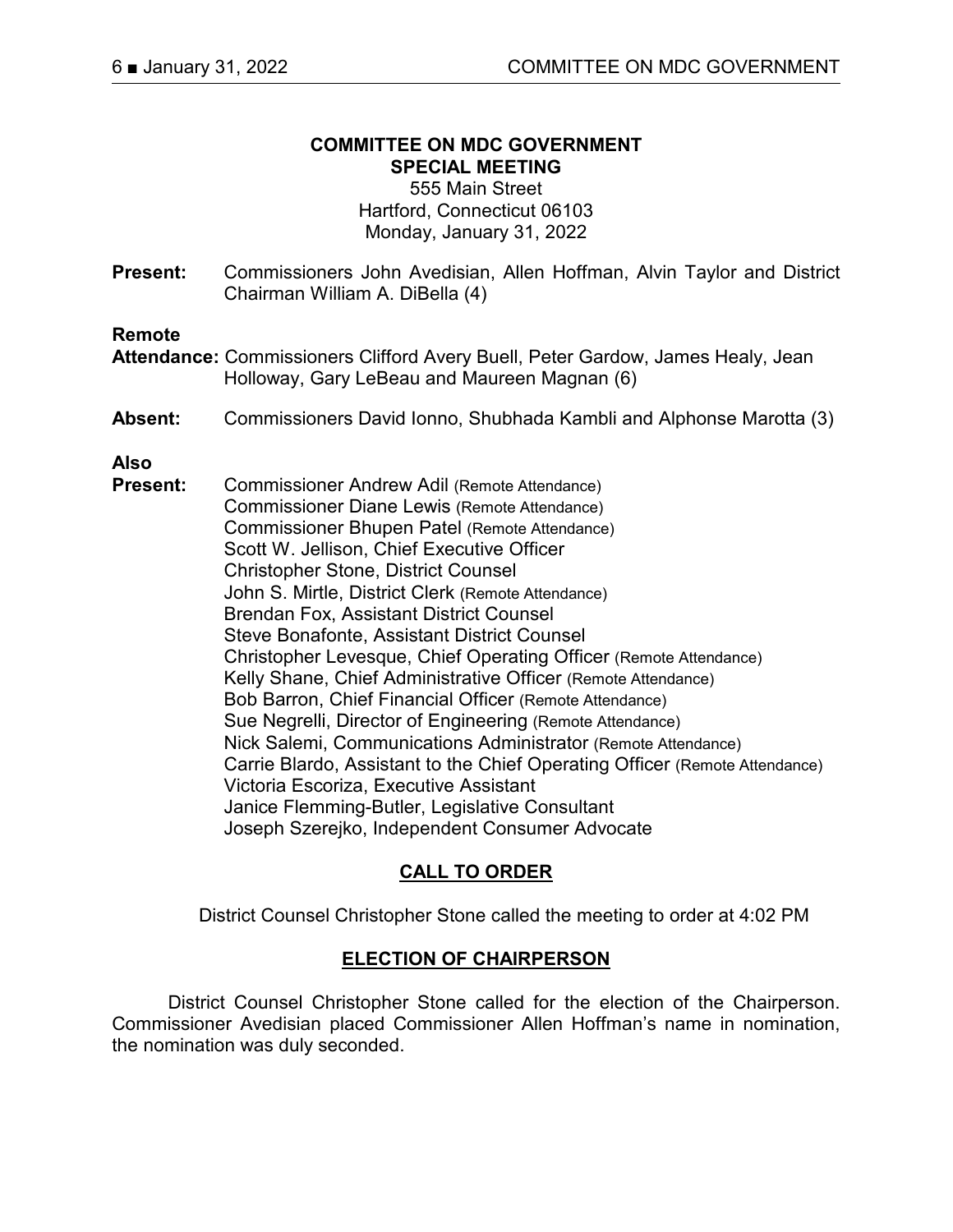# COMMITTEE ON MDC GOVERNMENT
## SPECIAL MEETING

555 Main Street
Hartford, Connecticut 06103
Monday, January 31, 2022

**Present:** Commissioners John Avedisian, Allen Hoffman, Alvin Taylor and District Chairman William A. DiBella (4)

**Remote Attendance:** Commissioners Clifford Avery Buell, Peter Gardow, James Healy, Jean Holloway, Gary LeBeau and Maureen Magnan (6)

**Absent:** Commissioners David Ionno, Shubhada Kambli and Alphonse Marotta (3)

**Also Present:**
Commissioner Andrew Adil (Remote Attendance)
Commissioner Diane Lewis (Remote Attendance)
Commissioner Bhupen Patel (Remote Attendance)
Scott W. Jellison, Chief Executive Officer
Christopher Stone, District Counsel
John S. Mirtle, District Clerk (Remote Attendance)
Brendan Fox, Assistant District Counsel
Steve Bonafonte, Assistant District Counsel
Christopher Levesque, Chief Operating Officer (Remote Attendance)
Kelly Shane, Chief Administrative Officer (Remote Attendance)
Bob Barron, Chief Financial Officer (Remote Attendance)
Sue Negrelli, Director of Engineering (Remote Attendance)
Nick Salemi, Communications Administrator (Remote Attendance)
Carrie Blardo, Assistant to the Chief Operating Officer (Remote Attendance)
Victoria Escoriza, Executive Assistant
Janice Flemming-Butler, Legislative Consultant
Joseph Szerejko, Independent Consumer Advocate

## CALL TO ORDER

District Counsel Christopher Stone called the meeting to order at 4:02 PM

## ELECTION OF CHAIRPERSON

District Counsel Christopher Stone called for the election of the Chairperson. Commissioner Avedisian placed Commissioner Allen Hoffman's name in nomination, the nomination was duly seconded.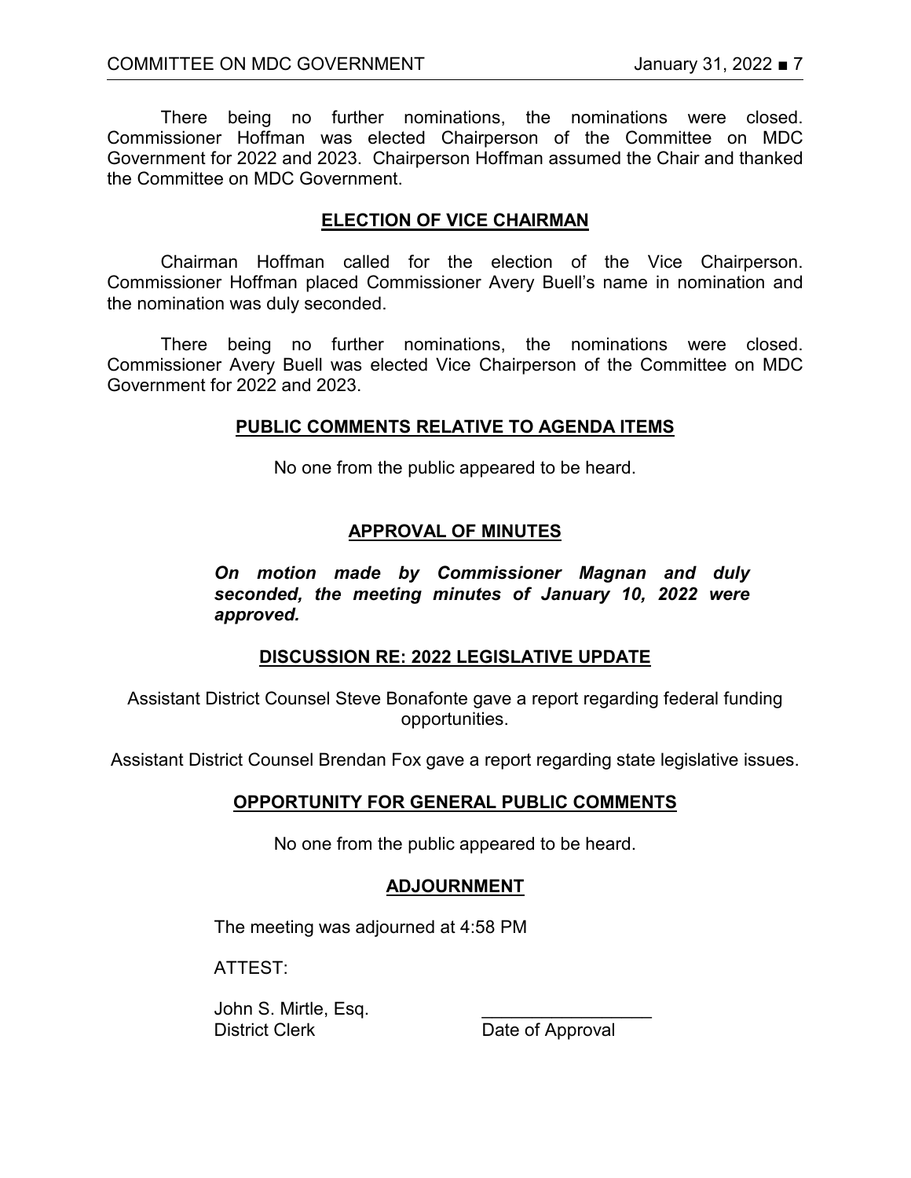There being no further nominations, the nominations were closed. Commissioner Hoffman was elected Chairperson of the Committee on MDC Government for 2022 and 2023. Chairperson Hoffman assumed the Chair and thanked the Committee on MDC Government.

## ELECTION OF VICE CHAIRMAN

Chairman Hoffman called for the election of the Vice Chairperson. Commissioner Hoffman placed Commissioner Avery Buell's name in nomination and the nomination was duly seconded.

There being no further nominations, the nominations were closed. Commissioner Avery Buell was elected Vice Chairperson of the Committee on MDC Government for 2022 and 2023.

## PUBLIC COMMENTS RELATIVE TO AGENDA ITEMS

No one from the public appeared to be heard.

## APPROVAL OF MINUTES

***On motion made by Commissioner Magnan and duly seconded, the meeting minutes of January 10, 2022 were approved.***

## DISCUSSION RE: 2022 LEGISLATIVE UPDATE

Assistant District Counsel Steve Bonafonte gave a report regarding federal funding opportunities.

Assistant District Counsel Brendan Fox gave a report regarding state legislative issues.

## OPPORTUNITY FOR GENERAL PUBLIC COMMENTS

No one from the public appeared to be heard.

## ADJOURNMENT

The meeting was adjourned at 4:58 PM

ATTEST:

John S. Mirtle, Esq.
District Clerk

_________________
Date of Approval